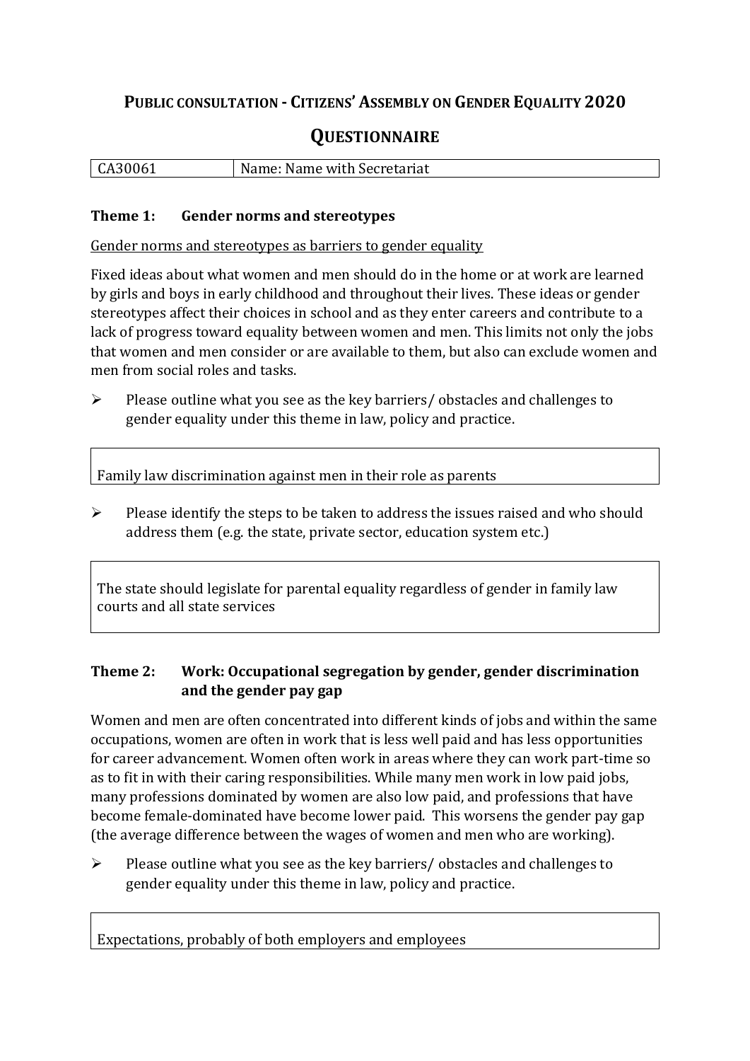# PUBLIC CONSULTATION - CITIZENS' ASSEMBLY ON GENDER EQUALITY 2020

## QUESTIONNAIRE

| CA30061 | Name: Name with Secretariat |
|---|---|

### Theme 1: Gender norms and stereotypes

Gender norms and stereotypes as barriers to gender equality

Fixed ideas about what women and men should do in the home or at work are learned by girls and boys in early childhood and throughout their lives. These ideas or gender stereotypes affect their choices in school and as they enter careers and contribute to a lack of progress toward equality between women and men. This limits not only the jobs that women and men consider or are available to them, but also can exclude women and men from social roles and tasks.

- Please outline what you see as the key barriers/ obstacles and challenges to gender equality under this theme in law, policy and practice.

Family law discrimination against men in their role as parents

- Please identify the steps to be taken to address the issues raised and who should address them (e.g. the state, private sector, education system etc.)

The state should legislate for parental equality regardless of gender in family law courts and all state services

### Theme 2: Work: Occupational segregation by gender, gender discrimination and the gender pay gap

Women and men are often concentrated into different kinds of jobs and within the same occupations, women are often in work that is less well paid and has less opportunities for career advancement. Women often work in areas where they can work part-time so as to fit in with their caring responsibilities. While many men work in low paid jobs, many professions dominated by women are also low paid, and professions that have become female-dominated have become lower paid. This worsens the gender pay gap (the average difference between the wages of women and men who are working).

- Please outline what you see as the key barriers/ obstacles and challenges to gender equality under this theme in law, policy and practice.

Expectations, probably of both employers and employees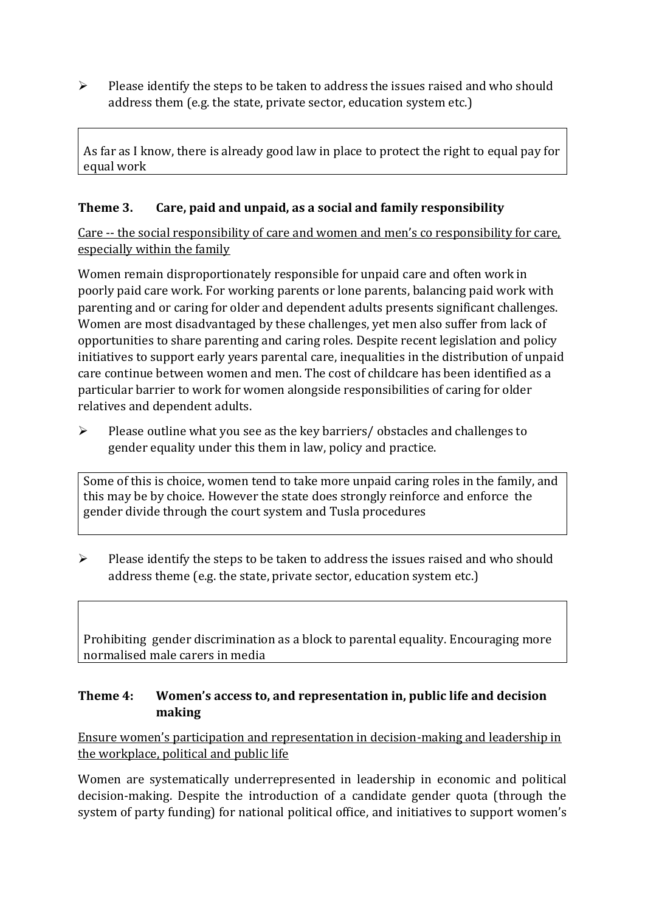- Please identify the steps to be taken to address the issues raised and who should address them (e.g. the state, private sector, education system etc.)

> As far as I know, there is already good law in place to protect the right to equal pay for equal work

### Theme 3. Care, paid and unpaid, as a social and family responsibility

<u>Care -- the social responsibility of care and women and men's co responsibility for care, especially within the family</u>

Women remain disproportionately responsible for unpaid care and often work in poorly paid care work. For working parents or lone parents, balancing paid work with parenting and or caring for older and dependent adults presents significant challenges. Women are most disadvantaged by these challenges, yet men also suffer from lack of opportunities to share parenting and caring roles. Despite recent legislation and policy initiatives to support early years parental care, inequalities in the distribution of unpaid care continue between women and men. The cost of childcare has been identified as a particular barrier to work for women alongside responsibilities of caring for older relatives and dependent adults.

- Please outline what you see as the key barriers/ obstacles and challenges to gender equality under this them in law, policy and practice.

> Some of this is choice, women tend to take more unpaid caring roles in the family, and this may be by choice. However the state does strongly reinforce and enforce the gender divide through the court system and Tusla procedures

- Please identify the steps to be taken to address the issues raised and who should address theme (e.g. the state, private sector, education system etc.)

> Prohibiting gender discrimination as a block to parental equality. Encouraging more normalised male carers in media

### Theme 4: Women's access to, and representation in, public life and decision making

<u>Ensure women's participation and representation in decision-making and leadership in the workplace, political and public life</u>

Women are systematically underrepresented in leadership in economic and political decision-making. Despite the introduction of a candidate gender quota (through the system of party funding) for national political office, and initiatives to support women's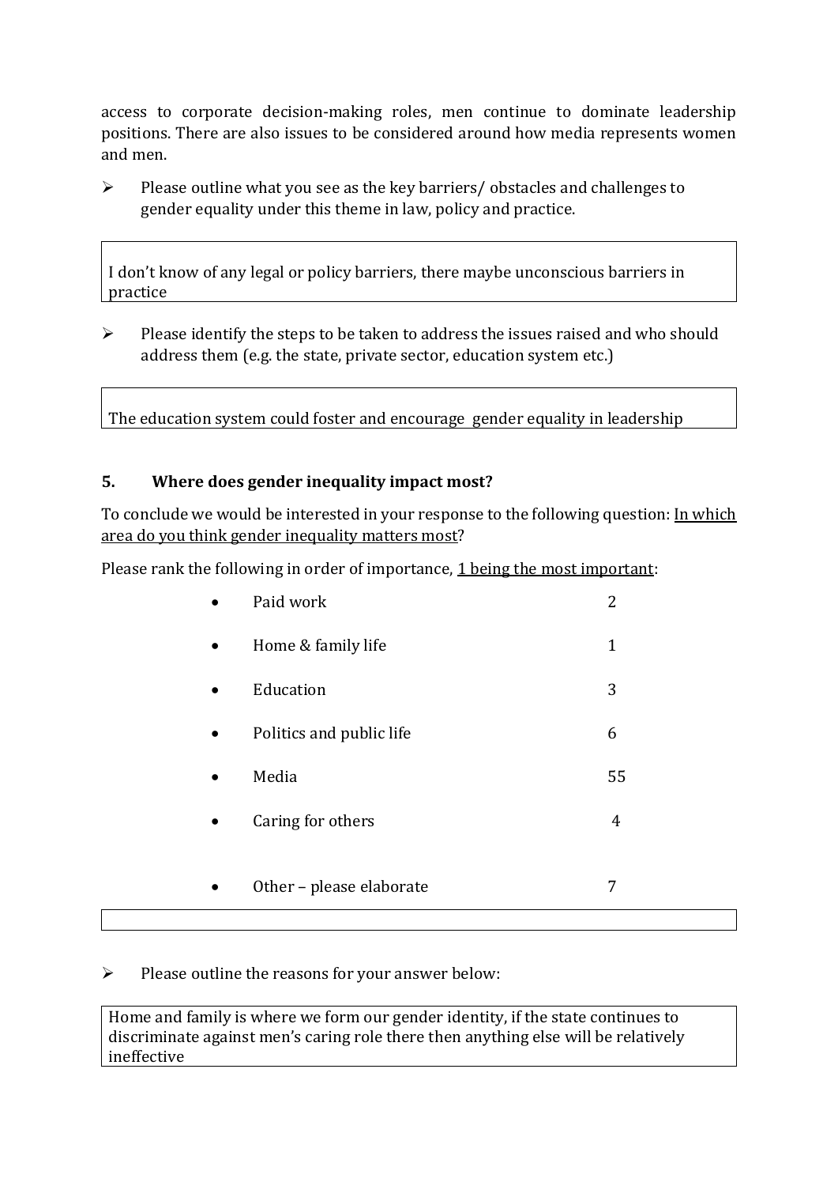access to corporate decision-making roles, men continue to dominate leadership positions. There are also issues to be considered around how media represents women and men.

- Please outline what you see as the key barriers/ obstacles and challenges to gender equality under this theme in law, policy and practice.

I don't know of any legal or policy barriers, there maybe unconscious barriers in practice

- Please identify the steps to be taken to address the issues raised and who should address them (e.g. the state, private sector, education system etc.)

The education system could foster and encourage gender equality in leadership

## 5. Where does gender inequality impact most?

To conclude we would be interested in your response to the following question: In which area do you think gender inequality matters most?

Please rank the following in order of importance, 1 being the most important:

| | |
|---|---|
| Paid work | 2 |
| Home & family life | 1 |
| Education | 3 |
| Politics and public life | 6 |
| Media | 55 |
| Caring for others | 4 |
| Other – please elaborate | 7 |

- Please outline the reasons for your answer below:

Home and family is where we form our gender identity, if the state continues to discriminate against men's caring role there then anything else will be relatively ineffective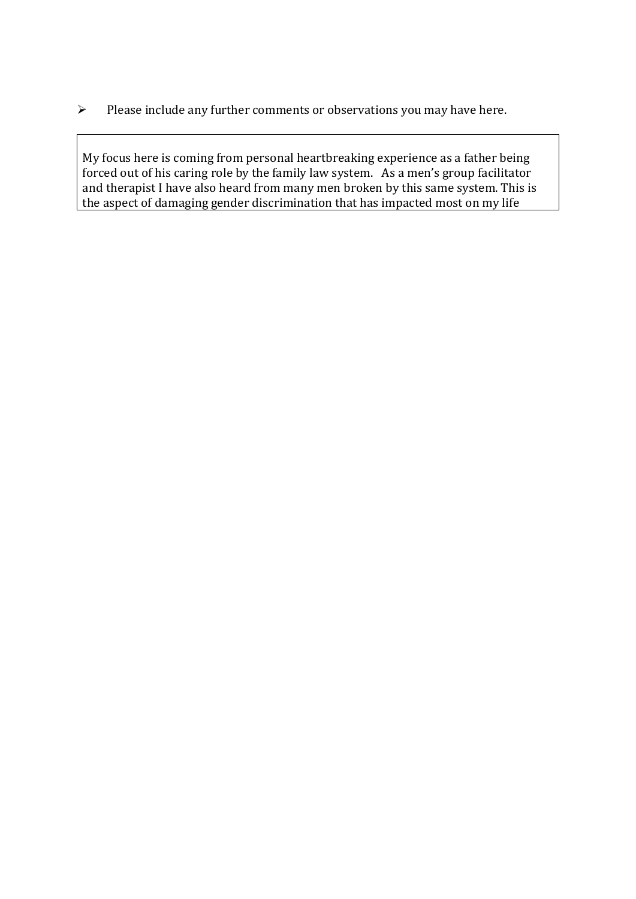- Please include any further comments or observations you may have here.

My focus here is coming from personal heartbreaking experience as a father being forced out of his caring role by the family law system. As a men's group facilitator and therapist I have also heard from many men broken by this same system. This is the aspect of damaging gender discrimination that has impacted most on my life